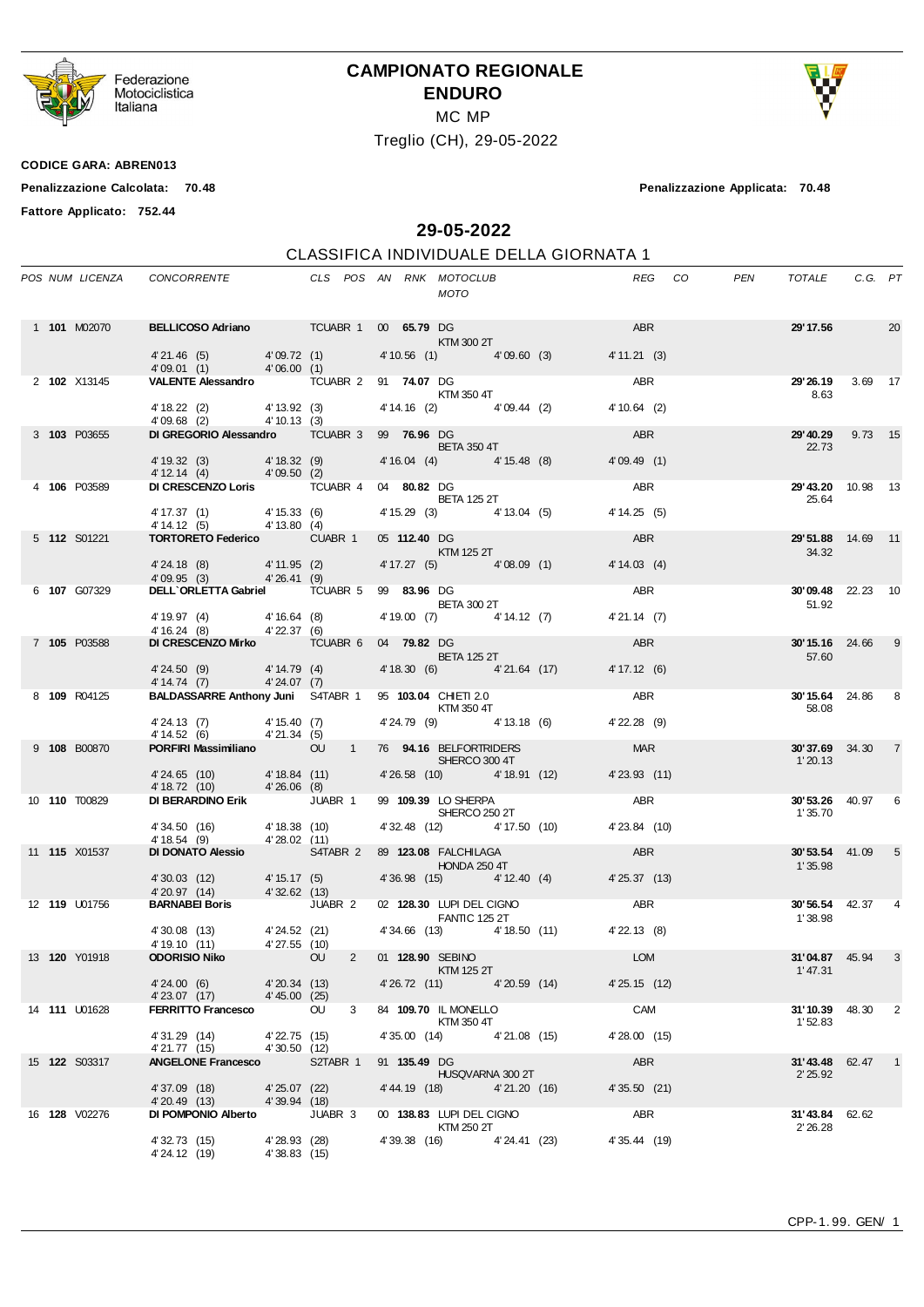Federazione Motociclistica Italiana

# CAMPIONATO REGIONALE ENDURO

MC MP

Treglio (CH), 29-05-2022

**CODICE GARA: ABREN013**

**Penalizzazione Calcolata: 70.48** **Penalizzazione Applicata: 70.48**

**Fattore Applicato: 752.44**

## 29-05-2022

### CLASSIFICA INDIVIDUALE DELLA GIORNATA 1

| POS | NUM | LICENZA | CONCORRENTE | CLS | POS | AN | RNK | MOTOCLUB / MOTO | REG | CO | PEN | TOTALE | C.G. | PT |
|---|---|---|---|---|---|---|---|---|---|---|---|---|---|---|
| 1 | **101** | M02070 | **BELLICOSO Adriano** | TCUABR | 1 | 00 | **65.79** | DG / KTM 300 2T | ABR | | | **29'17.56** | | 20 |
| | | | 4'21.46 (5) 4'09.72 (1) 4'10.56 (1) 4'09.60 (3) 4'11.21 (3) 4'09.01 (1) 4'06.00 (1) | | | | | | | | | | | |
| 2 | **102** | X13145 | **VALENTE Alessandro** | TCUABR | 2 | 91 | **74.07** | DG / KTM 350 4T | ABR | | | **29'26.19** 8.63 | 3.69 | 17 |
| | | | 4'18.22 (2) 4'13.92 (3) 4'14.16 (2) 4'09.44 (2) 4'10.64 (2) 4'09.68 (2) 4'10.13 (3) | | | | | | | | | | | |
| 3 | **103** | P03655 | **DI GREGORIO Alessandro** | TCUABR | 3 | 99 | **76.96** | DG / BETA 350 4T | ABR | | | **29'40.29** 22.73 | 9.73 | 15 |
| | | | 4'19.32 (3) 4'18.32 (9) 4'16.04 (4) 4'15.48 (8) 4'09.49 (1) 4'12.14 (4) 4'09.50 (2) | | | | | | | | | | | |
| 4 | **106** | P03589 | **DI CRESCENZO Loris** | TCUABR | 4 | 04 | **80.82** | DG / BETA 125 2T | ABR | | | **29'43.20** 25.64 | 10.98 | 13 |
| | | | 4'17.37 (1) 4'15.33 (6) 4'15.29 (3) 4'13.04 (5) 4'14.25 (5) 4'14.12 (5) 4'13.80 (4) | | | | | | | | | | | |
| 5 | **112** | S01221 | **TORTORETO Federico** | CUABR | 1 | 05 | **112.40** | DG / KTM 125 2T | ABR | | | **29'51.88** 34.32 | 14.69 | 11 |
| | | | 4'24.18 (8) 4'11.95 (2) 4'17.27 (5) 4'08.09 (1) 4'14.03 (4) 4'09.95 (3) 4'26.41 (9) | | | | | | | | | | | |
| 6 | **107** | G07329 | **DELL`ORLETTA Gabriel** | TCUABR | 5 | 99 | **83.96** | DG / BETA 300 2T | ABR | | | **30'09.48** 51.92 | 22.23 | 10 |
| | | | 4'19.97 (4) 4'16.64 (8) 4'19.00 (7) 4'14.12 (7) 4'21.14 (7) 4'16.24 (8) 4'22.37 (6) | | | | | | | | | | | |
| 7 | **105** | P03588 | **DI CRESCENZO Mirko** | TCUABR | 6 | 04 | **79.82** | DG / BETA 125 2T | ABR | | | **30'15.16** 57.60 | 24.66 | 9 |
| | | | 4'24.50 (9) 4'14.79 (4) 4'18.30 (6) 4'21.64 (17) 4'17.12 (6) 4'14.74 (7) 4'24.07 (7) | | | | | | | | | | | |
| 8 | **109** | R04125 | **BALDASSARRE Anthony Juni** | S4TABR | 1 | 95 | **103.04** | CHIETI 2.0 / KTM 350 4T | ABR | | | **30'15.64** 58.08 | 24.86 | 8 |
| | | | 4'24.13 (7) 4'15.40 (7) 4'24.79 (9) 4'13.18 (6) 4'22.28 (9) 4'14.52 (6) 4'21.34 (5) | | | | | | | | | | | |
| 9 | **108** | B00870 | **PORFIRI Massimiliano** | OU | 1 | 76 | **94.16** | BELFORTRIDERS / SHERCO 300 4T | MAR | | | **30'37.69** 1'20.13 | 34.30 | 7 |
| | | | 4'24.65 (10) 4'18.84 (11) 4'26.58 (10) 4'18.91 (12) 4'23.93 (11) 4'18.72 (10) 4'26.06 (8) | | | | | | | | | | | |
| 10 | **110** | T00829 | **DI BERARDINO Erik** | JUABR | 1 | 99 | **109.39** | LO SHERPA / SHERCO 250 2T | ABR | | | **30'53.26** 1'35.70 | 40.97 | 6 |
| | | | 4'34.50 (16) 4'18.38 (10) 4'32.48 (12) 4'17.50 (10) 4'23.84 (10) 4'18.54 (9) 4'28.02 (11) | | | | | | | | | | | |
| 11 | **115** | X01537 | **DI DONATO Alessio** | S4TABR | 2 | 89 | **123.08** | FALCHILAGA / HONDA 250 4T | ABR | | | **30'53.54** 1'35.98 | 41.09 | 5 |
| | | | 4'30.03 (12) 4'15.17 (5) 4'36.98 (15) 4'12.40 (4) 4'25.37 (13) 4'20.97 (14) 4'32.62 (13) | | | | | | | | | | | |
| 12 | **119** | U01756 | **BARNABEI Boris** | JUABR | 2 | 02 | **128.30** | LUPI DEL CIGNO / FANTIC 125 2T | ABR | | | **30'56.54** 1'38.98 | 42.37 | 4 |
| | | | 4'30.08 (13) 4'24.52 (21) 4'34.66 (13) 4'18.50 (11) 4'22.13 (8) 4'19.10 (11) 4'27.55 (10) | | | | | | | | | | | |
| 13 | **120** | Y01918 | **ODORISIO Niko** | OU | 2 | 01 | **128.90** | SEBINO / KTM 125 2T | LOM | | | **31'04.87** 1'47.31 | 45.94 | 3 |
| | | | 4'24.00 (6) 4'20.34 (13) 4'26.72 (11) 4'20.59 (14) 4'25.15 (12) 4'23.07 (17) 4'45.00 (25) | | | | | | | | | | | |
| 14 | **111** | U01628 | **FERRITTO Francesco** | OU | 3 | 84 | **109.70** | IL MONELLO / KTM 350 4T | CAM | | | **31'10.39** 1'52.83 | 48.30 | 2 |
| | | | 4'31.29 (14) 4'22.75 (15) 4'35.00 (14) 4'21.08 (15) 4'28.00 (15) 4'21.77 (15) 4'30.50 (12) | | | | | | | | | | | |
| 15 | **122** | S03317 | **ANGELONE Francesco** | S2TABR | 1 | 91 | **135.49** | DG / HUSQVARNA 300 2T | ABR | | | **31'43.48** 2'25.92 | 62.47 | 1 |
| | | | 4'37.09 (18) 4'25.07 (22) 4'44.19 (18) 4'21.20 (16) 4'35.50 (21) 4'20.49 (13) 4'39.94 (18) | | | | | | | | | | | |
| 16 | **128** | V02276 | **DI POMPONIO Alberto** | JUABR | 3 | 00 | **138.83** | LUPI DEL CIGNO / KTM 250 2T | ABR | | | **31'43.84** 2'26.28 | 62.62 | |
| | | | 4'32.73 (15) 4'28.93 (28) 4'39.38 (16) 4'24.41 (23) 4'35.44 (19) 4'24.12 (19) 4'38.83 (15) | | | | | | | | | | | |

CPP-1.99. GEN/ 1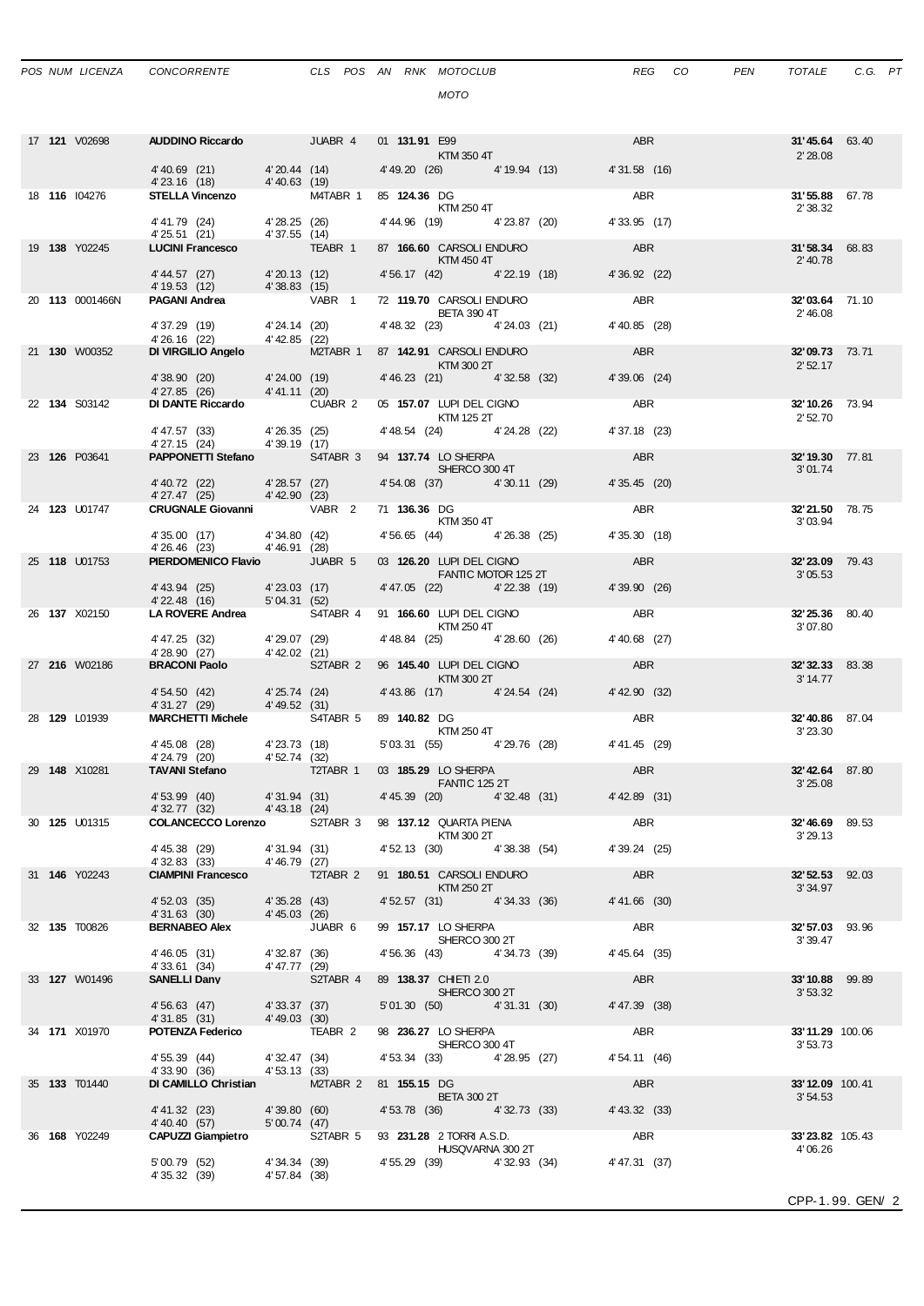| POS | NUM | LICENZA | CONCORRENTE | CLS | POS | AN | RNK | MOTOCLUB / MOTO | REG | CO | PEN | TOTALE | C.G. | PT |
|---|---|---|---|---|---|---|---|---|---|---|---|---|---|---|
| 17 | **121** | V02698 | **AUDDINO Riccardo** | JUABR | 4 | 01 | **131.91** | E99 / KTM 350 4T | ABR | | | **31'45.64** / 2'28.08 | 63.40 | |
| | | | 4'40.69 (21) 4'20.44 (14) 4'49.20 (26) 4'19.94 (13) 4'31.58 (16) 4'23.16 (18) 4'40.63 (19) | | | | | | | | | | | |
| 18 | **116** | I04276 | **STELLA Vincenzo** | M4TABR | 1 | 85 | **124.36** | DG / KTM 250 4T | ABR | | | **31'55.88** / 2'38.32 | 67.78 | |
| | | | 4'41.79 (24) 4'28.25 (26) 4'44.96 (19) 4'23.87 (20) 4'33.95 (17) 4'25.51 (21) 4'37.55 (14) | | | | | | | | | | | |
| 19 | **138** | Y02245 | **LUCINI Francesco** | TEABR | 1 | 87 | **166.60** | CARSOLI ENDURO / KTM 450 4T | ABR | | | **31'58.34** / 2'40.78 | 68.83 | |
| | | | 4'44.57 (27) 4'20.13 (12) 4'56.17 (42) 4'22.19 (18) 4'36.92 (22) 4'19.53 (12) 4'38.83 (15) | | | | | | | | | | | |
| 20 | **113** | 0001466N | **PAGANI Andrea** | VABR | 1 | 72 | **119.70** | CARSOLI ENDURO / BETA 390 4T | ABR | | | **32'03.64** / 2'46.08 | 71.10 | |
| | | | 4'37.29 (19) 4'24.14 (20) 4'48.32 (23) 4'24.03 (21) 4'40.85 (28) 4'26.16 (22) 4'42.85 (22) | | | | | | | | | | | |
| 21 | **130** | W00352 | **DI VIRGILIO Angelo** | M2TABR | 1 | 87 | **142.91** | CARSOLI ENDURO / KTM 300 2T | ABR | | | **32'09.73** / 2'52.17 | 73.71 | |
| | | | 4'38.90 (20) 4'24.00 (19) 4'46.23 (21) 4'32.58 (32) 4'39.06 (24) 4'27.85 (26) 4'41.11 (20) | | | | | | | | | | | |
| 22 | **134** | S03142 | **DI DANTE Riccardo** | CUABR | 2 | 05 | **157.07** | LUPI DEL CIGNO / KTM 125 2T | ABR | | | **32'10.26** / 2'52.70 | 73.94 | |
| | | | 4'47.57 (33) 4'26.35 (25) 4'48.54 (24) 4'24.28 (22) 4'37.18 (23) 4'27.15 (24) 4'39.19 (17) | | | | | | | | | | | |
| 23 | **126** | P03641 | **PAPPONETTI Stefano** | S4TABR | 3 | 94 | **137.74** | LO SHERPA / SHERCO 300 4T | ABR | | | **32'19.30** / 3'01.74 | 77.81 | |
| | | | 4'40.72 (22) 4'28.57 (27) 4'54.08 (37) 4'30.11 (29) 4'35.45 (20) 4'27.47 (25) 4'42.90 (23) | | | | | | | | | | | |
| 24 | **123** | U01747 | **CRUGNALE Giovanni** | VABR | 2 | 71 | **136.36** | DG / KTM 350 4T | ABR | | | **32'21.50** / 3'03.94 | 78.75 | |
| | | | 4'35.00 (17) 4'34.80 (42) 4'56.65 (44) 4'26.38 (25) 4'35.30 (18) 4'26.46 (23) 4'46.91 (28) | | | | | | | | | | | |
| 25 | **118** | U01753 | **PIERDOMENICO Flavio** | JUABR | 5 | 03 | **126.20** | LUPI DEL CIGNO / FANTIC MOTOR 125 2T | ABR | | | **32'23.09** / 3'05.53 | 79.43 | |
| | | | 4'43.94 (25) 4'23.03 (17) 4'47.05 (22) 4'22.38 (19) 4'39.90 (26) 4'22.48 (16) 5'04.31 (52) | | | | | | | | | | | |
| 26 | **137** | X02150 | **LA ROVERE Andrea** | S4TABR | 4 | 91 | **166.60** | LUPI DEL CIGNO / KTM 250 4T | ABR | | | **32'25.36** / 3'07.80 | 80.40 | |
| | | | 4'47.25 (32) 4'29.07 (29) 4'48.84 (25) 4'28.60 (26) 4'40.68 (27) 4'28.90 (27) 4'42.02 (21) | | | | | | | | | | | |
| 27 | **216** | W02186 | **BRACONI Paolo** | S2TABR | 2 | 96 | **145.40** | LUPI DEL CIGNO / KTM 300 2T | ABR | | | **32'32.33** / 3'14.77 | 83.38 | |
| | | | 4'54.50 (42) 4'25.74 (24) 4'43.86 (17) 4'24.54 (24) 4'42.90 (32) 4'31.27 (29) 4'49.52 (31) | | | | | | | | | | | |
| 28 | **129** | L01939 | **MARCHETTI Michele** | S4TABR | 5 | 89 | **140.82** | DG / KTM 250 4T | ABR | | | **32'40.86** / 3'23.30 | 87.04 | |
| | | | 4'45.08 (28) 4'23.73 (18) 5'03.31 (55) 4'29.76 (28) 4'41.45 (29) 4'24.79 (20) 4'52.74 (32) | | | | | | | | | | | |
| 29 | **148** | X10281 | **TAVANI Stefano** | T2TABR | 1 | 03 | **185.29** | LO SHERPA / FANTIC 125 2T | ABR | | | **32'42.64** / 3'25.08 | 87.80 | |
| | | | 4'53.99 (40) 4'31.94 (31) 4'45.39 (20) 4'32.48 (31) 4'42.89 (31) 4'32.77 (32) 4'43.18 (24) | | | | | | | | | | | |
| 30 | **125** | U01315 | **COLANCECCO Lorenzo** | S2TABR | 3 | 98 | **137.12** | QUARTA PIENA / KTM 300 2T | ABR | | | **32'46.69** / 3'29.13 | 89.53 | |
| | | | 4'45.38 (29) 4'31.94 (31) 4'52.13 (30) 4'38.38 (54) 4'39.24 (25) 4'32.83 (33) 4'46.79 (27) | | | | | | | | | | | |
| 31 | **146** | Y02243 | **CIAMPINI Francesco** | T2TABR | 2 | 91 | **180.51** | CARSOLI ENDURO / KTM 250 2T | ABR | | | **32'52.53** / 3'34.97 | 92.03 | |
| | | | 4'52.03 (35) 4'35.28 (43) 4'52.57 (31) 4'34.33 (36) 4'41.66 (30) 4'31.63 (30) 4'45.03 (26) | | | | | | | | | | | |
| 32 | **135** | T00826 | **BERNABEO Alex** | JUABR | 6 | 99 | **157.17** | LO SHERPA / SHERCO 300 2T | ABR | | | **32'57.03** / 3'39.47 | 93.96 | |
| | | | 4'46.05 (31) 4'32.87 (36) 4'56.36 (43) 4'34.73 (39) 4'45.64 (35) 4'33.61 (34) 4'47.77 (29) | | | | | | | | | | | |
| 33 | **127** | W01496 | **SANELLI Dany** | S2TABR | 4 | 89 | **138.37** | CHIETI 2.0 / SHERCO 300 2T | ABR | | | **33'10.88** / 3'53.32 | 99.89 | |
| | | | 4'56.63 (47) 4'33.37 (37) 5'01.30 (50) 4'31.31 (30) 4'47.39 (38) 4'31.85 (31) 4'49.03 (30) | | | | | | | | | | | |
| 34 | **171** | X01970 | **POTENZA Federico** | TEABR | 2 | 98 | **236.27** | LO SHERPA / SHERCO 300 4T | ABR | | | **33'11.29** / 3'53.73 | 100.06 | |
| | | | 4'55.39 (44) 4'32.47 (34) 4'53.34 (33) 4'28.95 (27) 4'54.11 (46) 4'33.90 (36) 4'53.13 (33) | | | | | | | | | | | |
| 35 | **133** | T01440 | **DI CAMILLO Christian** | M2TABR | 2 | 81 | **155.15** | DG / BETA 300 2T | ABR | | | **33'12.09** / 3'54.53 | 100.41 | |
| | | | 4'41.32 (23) 4'39.80 (60) 4'53.78 (36) 4'32.73 (33) 4'43.32 (33) 4'40.40 (57) 5'00.74 (47) | | | | | | | | | | | |
| 36 | **168** | Y02249 | **CAPUZZI Giampietro** | S2TABR | 5 | 93 | **231.28** | 2 TORRI A.S.D. / HUSQVARNA 300 2T | ABR | | | **33'23.82** / 4'06.26 | 105.43 | |
| | | | 5'00.79 (52) 4'34.34 (39) 4'55.29 (39) 4'32.93 (34) 4'47.31 (37) 4'35.32 (39) 4'57.84 (38) | | | | | | | | | | | |

CPP-1.99. GEN/ 2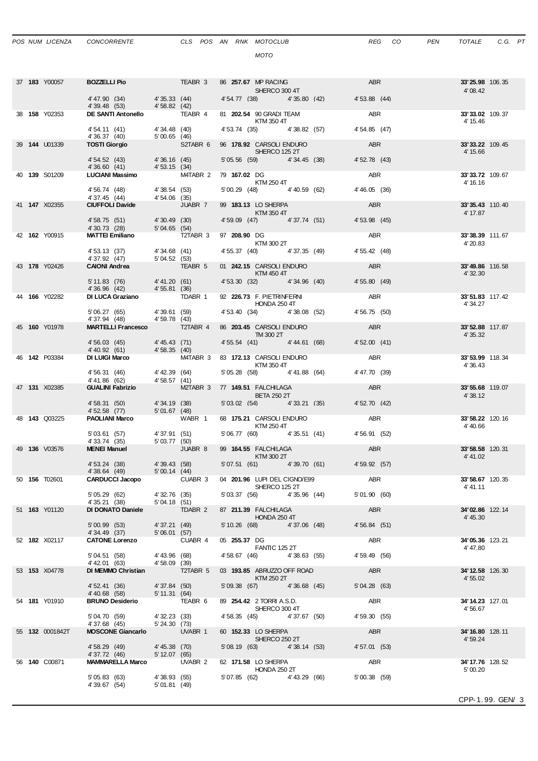| POS | NUM | LICENZA | CONCORRENTE | CLS POS | AN | RNK | MOTOCLUB / MOTO | REG | CO | PEN | TOTALE | C.G. | PT |
|---|---|---|---|---|---|---|---|---|---|---|---|---|---|
| 37 | **183** | Y00057 | **BOZZELLI Pio** | TEABR 3 | 86 | **257.67** | MP RACING / SHERCO 300 4T | ABR | | | **33'25.98** 4'08.42 | 106.35 | |
| | | | 4'47.90 (34) 4'39.48 (53) | 4'35.33 (44) 4'58.82 (42) | | | 4'54.77 (38) 4'35.80 (42) | 4'53.88 (44) | | | | | |
| 38 | **158** | Y02353 | **DE SANTI Antonello** | TEABR 4 | 81 | **202.54** | 90 GRADI TEAM / KTM 350 4T | ABR | | | **33'33.02** 4'15.46 | 109.37 | |
| | | | 4'54.11 (41) 4'36.37 (40) | 4'34.48 (40) 5'00.65 (46) | | | 4'53.74 (35) 4'38.82 (57) | 4'54.85 (47) | | | | | |
| 39 | **144** | U01339 | **TOSTI Giorgio** | S2TABR 6 | 96 | **178.92** | CARSOLI ENDURO / SHERCO 125 2T | ABR | | | **33'33.22** 4'15.66 | 109.45 | |
| | | | 4'54.52 (43) 4'36.60 (41) | 4'36.16 (45) 4'53.15 (34) | | | 5'05.56 (59) 4'34.45 (38) | 4'52.78 (43) | | | | | |
| 40 | **139** | S01209 | **LUCIANI Massimo** | M4TABR 2 | 79 | **167.02** | DG / KTM 250 4T | ABR | | | **33'33.72** 4'16.16 | 109.67 | |
| | | | 4'56.74 (48) 4'37.45 (44) | 4'38.54 (53) 4'54.06 (35) | | | 5'00.29 (48) 4'40.59 (62) | 4'46.05 (36) | | | | | |
| 41 | **147** | X02355 | **CIUFFOLI Davide** | JUABR 7 | 99 | **183.13** | LO SHERPA / KTM 350 4T | ABR | | | **33'35.43** 4'17.87 | 110.40 | |
| | | | 4'58.75 (51) 4'30.73 (28) | 4'30.49 (30) 5'04.65 (54) | | | 4'59.09 (47) 4'37.74 (51) | 4'53.98 (45) | | | | | |
| 42 | **162** | Y00915 | **MATTEI Emiliano** | T2TABR 3 | 97 | **208.90** | DG / KTM 300 2T | ABR | | | **33'38.39** 4'20.83 | 111.67 | |
| | | | 4'53.13 (37) 4'37.92 (47) | 4'34.68 (41) 5'04.52 (53) | | | 4'55.37 (40) 4'37.35 (49) | 4'55.42 (48) | | | | | |
| 43 | **178** | Y02426 | **CAIONI Andrea** | TEABR 5 | 01 | **242.15** | CARSOLI ENDURO / KTM 450 4T | ABR | | | **33'49.86** 4'32.30 | 116.58 | |
| | | | 5'11.83 (76) 4'36.96 (42) | 4'41.20 (61) 4'55.81 (36) | | | 4'53.30 (32) 4'34.96 (40) | 4'55.80 (49) | | | | | |
| 44 | **166** | Y02282 | **DI LUCA Graziano** | TDABR 1 | 92 | **226.73** | F. PIETRINFERNI / HONDA 250 4T | ABR | | | **33'51.83** 4'34.27 | 117.42 | |
| | | | 5'06.27 (65) 4'37.94 (48) | 4'39.61 (59) 4'59.78 (43) | | | 4'53.40 (34) 4'38.08 (52) | 4'56.75 (50) | | | | | |
| 45 | **160** | Y01978 | **MARTELLI Francesco** | T2TABR 4 | 86 | **203.45** | CARSOLI ENDURO / TM 300 2T | ABR | | | **33'52.88** 4'35.32 | 117.87 | |
| | | | 4'56.03 (45) 4'40.92 (61) | 4'45.43 (71) 4'58.35 (40) | | | 4'55.54 (41) 4'44.61 (68) | 4'52.00 (41) | | | | | |
| 46 | **142** | P03384 | **DI LUIGI Marco** | M4TABR 3 | 83 | **172.13** | CARSOLI ENDURO / KTM 350 4T | ABR | | | **33'53.99** 4'36.43 | 118.34 | |
| | | | 4'56.31 (46) 4'41.86 (62) | 4'42.39 (64) 4'58.57 (41) | | | 5'05.28 (58) 4'41.88 (64) | 4'47.70 (39) | | | | | |
| 47 | **131** | X02385 | **GUALINI Fabrizio** | M2TABR 3 | 77 | **149.51** | FALCHILAGA / BETA 250 2T | ABR | | | **33'55.68** 4'38.12 | 119.07 | |
| | | | 4'58.31 (50) 4'52.58 (77) | 4'34.19 (38) 5'01.67 (48) | | | 5'03.02 (54) 4'33.21 (35) | 4'52.70 (42) | | | | | |
| 48 | **143** | Q03225 | **PAOLIANI Marco** | WABR 1 | 68 | **175.21** | CARSOLI ENDURO / KTM 250 4T | ABR | | | **33'58.22** 4'40.66 | 120.16 | |
| | | | 5'03.61 (57) 4'33.74 (35) | 4'37.91 (51) 5'03.77 (50) | | | 5'06.77 (60) 4'35.51 (41) | 4'56.91 (52) | | | | | |
| 49 | **136** | V03576 | **MENEI Manuel** | JUABR 8 | 99 | **164.55** | FALCHILAGA / KTM 300 2T | ABR | | | **33'58.58** 4'41.02 | 120.31 | |
| | | | 4'53.24 (38) 4'38.64 (49) | 4'39.43 (58) 5'00.14 (44) | | | 5'07.51 (61) 4'39.70 (61) | 4'59.92 (57) | | | | | |
| 50 | **156** | T02601 | **CARDUCCI Jacopo** | CUABR 3 | 04 | **201.96** | LUPI DEL CIGNO/E99 / SHERCO 125 2T | ABR | | | **33'58.67** 4'41.11 | 120.35 | |
| | | | 5'05.29 (62) 4'35.21 (38) | 4'32.76 (35) 5'04.18 (51) | | | 5'03.37 (56) 4'35.96 (44) | 5'01.90 (60) | | | | | |
| 51 | **163** | Y01120 | **DI DONATO Daniele** | TDABR 2 | 87 | **211.39** | FALCHILAGA / HONDA 250 4T | ABR | | | **34'02.86** 4'45.30 | 122.14 | |
| | | | 5'00.99 (53) 4'34.49 (37) | 4'37.21 (49) 5'06.01 (57) | | | 5'10.26 (68) 4'37.06 (48) | 4'56.84 (51) | | | | | |
| 52 | **182** | X02117 | **CATONE Lorenzo** | CUABR 4 | 05 | **255.37** | DG / FANTIC 125 2T | ABR | | | **34'05.36** 4'47.80 | 123.21 | |
| | | | 5'04.51 (58) 4'42.01 (63) | 4'43.96 (68) 4'58.09 (39) | | | 4'58.67 (46) 4'38.63 (55) | 4'59.49 (56) | | | | | |
| 53 | **153** | X04778 | **DI MEMMO Christian** | T2TABR 5 | 03 | **193.85** | ABRUZZO OFF ROAD / KTM 250 2T | ABR | | | **34'12.58** 4'55.02 | 126.30 | |
| | | | 4'52.41 (36) 4'40.68 (58) | 4'37.84 (50) 5'11.31 (64) | | | 5'09.38 (67) 4'36.68 (45) | 5'04.28 (63) | | | | | |
| 54 | **181** | Y01910 | **BRUNO Desiderio** | TEABR 6 | 89 | **254.42** | 2 TORRI A.S.D. / SHERCO 300 4T | ABR | | | **34'14.23** 4'56.67 | 127.01 | |
| | | | 5'04.70 (59) 4'37.68 (45) | 4'32.23 (33) 5'24.30 (73) | | | 4'58.35 (45) 4'37.67 (50) | 4'59.30 (55) | | | | | |
| 55 | **132** | 0001842T | **MOSCONE Giancarlo** | UVABR 1 | 60 | **152.33** | LO SHERPA / SHERCO 250 2T | ABR | | | **34'16.80** 4'59.24 | 128.11 | |
| | | | 4'58.29 (49) 4'37.72 (46) | 4'45.38 (70) 5'12.07 (65) | | | 5'08.19 (63) 4'38.14 (53) | 4'57.01 (53) | | | | | |
| 56 | **140** | C00871 | **MAMMARELLA Marco** | UVABR 2 | 62 | **171.58** | LO SHERPA / HONDA 250 2T | ABR | | | **34'17.76** 5'00.20 | 128.52 | |
| | | | 5'05.83 (63) 4'39.67 (54) | 4'38.93 (55) 5'01.81 (49) | | | 5'07.85 (62) 4'43.29 (66) | 5'00.38 (59) | | | | | |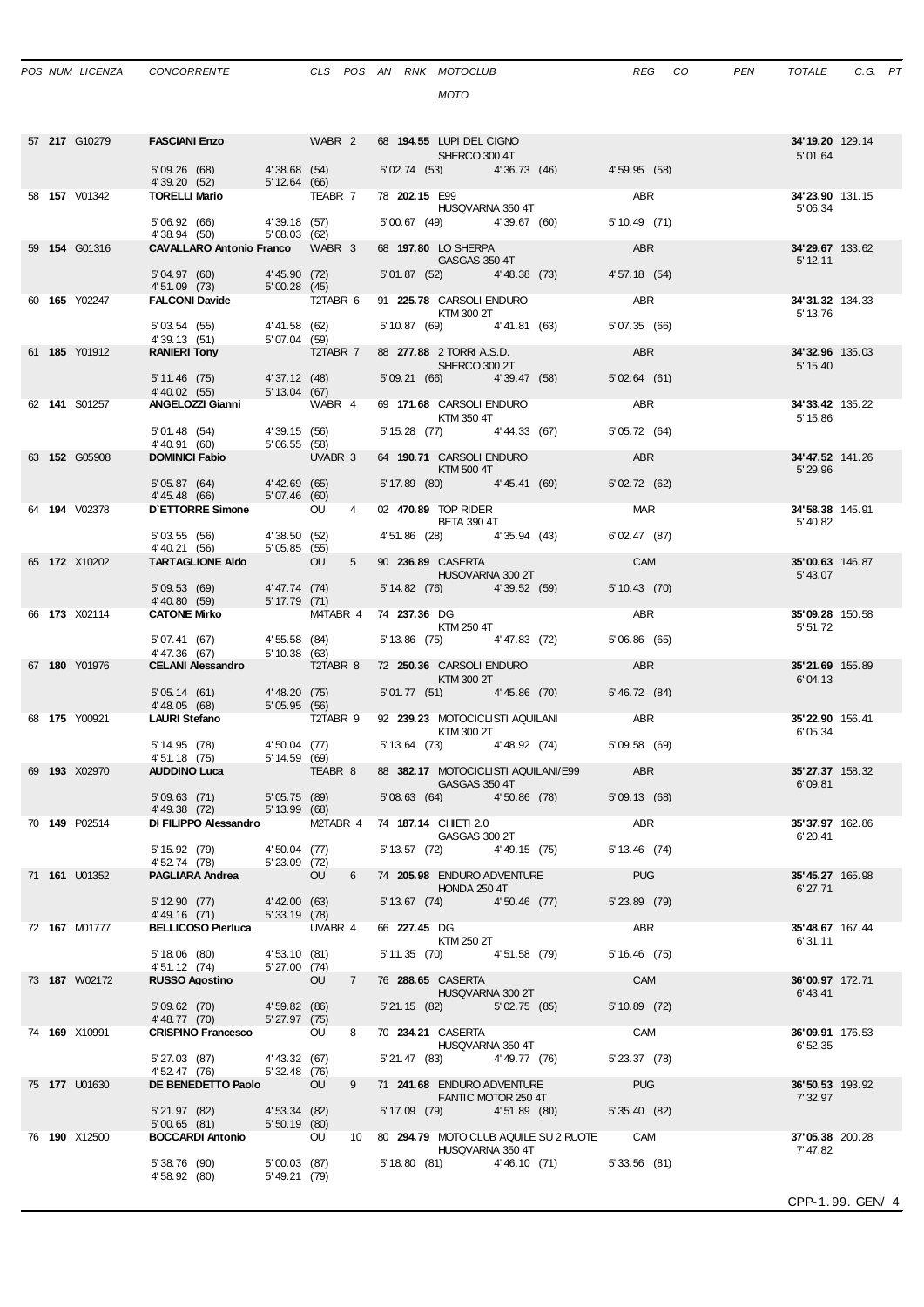| POS | NUM | LICENZA | CONCORRENTE | CLS | POS | AN | RNK | MOTOCLUB / MOTO | REG | CO | PEN | TOTALE | C.G. | PT |
|---|---|---|---|---|---|---|---|---|---|---|---|---|---|---|
| 57 | **217** | G10279 | **FASCIANI Enzo** | WABR | 2 | 68 | **194.55** | LUPI DEL CIGNO / SHERCO 300 4T | | | | **34'19.20** 5'01.64 | 129.14 | |
| | | | 5'09.26 (68) 4'39.20 (52) | 4'38.68 (54) 5'12.64 (66) | | | | 5'02.74 (53) 4'36.73 (46) | 4'59.95 (58) | | | | | |
| 58 | **157** | V01342 | **TORELLI Mario** | TEABR | 7 | 78 | **202.15** | E99 / HUSQVARNA 350 4T | ABR | | | **34'23.90** 5'06.34 | 131.15 | |
| | | | 5'06.92 (66) 4'38.94 (50) | 4'39.18 (57) 5'08.03 (62) | | | | 5'00.67 (49) 4'39.67 (60) | 5'10.49 (71) | | | | | |
| 59 | **154** | G01316 | **CAVALLARO Antonio Franco** | WABR | 3 | 68 | **197.80** | LO SHERPA / GASGAS 350 4T | ABR | | | **34'29.67** 5'12.11 | 133.62 | |
| | | | 5'04.97 (60) 4'51.09 (73) | 4'45.90 (72) 5'00.28 (45) | | | | 5'01.87 (52) 4'48.38 (73) | 4'57.18 (54) | | | | | |
| 60 | **165** | Y02247 | **FALCONI Davide** | T2TABR | 6 | 91 | **225.78** | CARSOLI ENDURO / KTM 300 2T | ABR | | | **34'31.32** 5'13.76 | 134.33 | |
| | | | 5'03.54 (55) 4'39.13 (51) | 4'41.58 (62) 5'07.04 (59) | | | | 5'10.87 (69) 4'41.81 (63) | 5'07.35 (66) | | | | | |
| 61 | **185** | Y01912 | **RANIERI Tony** | T2TABR | 7 | 88 | **277.88** | 2 TORRI A.S.D. / SHERCO 300 2T | ABR | | | **34'32.96** 5'15.40 | 135.03 | |
| | | | 5'11.46 (75) 4'40.02 (55) | 4'37.12 (48) 5'13.04 (67) | | | | 5'09.21 (66) 4'39.47 (58) | 5'02.64 (61) | | | | | |
| 62 | **141** | S01257 | **ANGELOZZI Gianni** | WABR | 4 | 69 | **171.68** | CARSOLI ENDURO / KTM 350 4T | ABR | | | **34'33.42** 5'15.86 | 135.22 | |
| | | | 5'01.48 (54) 4'40.91 (60) | 4'39.15 (56) 5'06.55 (58) | | | | 5'15.28 (77) 4'44.33 (67) | 5'05.72 (64) | | | | | |
| 63 | **152** | G05908 | **DOMINICI Fabio** | UVABR | 3 | 64 | **190.71** | CARSOLI ENDURO / KTM 500 4T | ABR | | | **34'47.52** 5'29.96 | 141.26 | |
| | | | 5'05.87 (64) 4'45.48 (66) | 4'42.69 (65) 5'07.46 (60) | | | | 5'17.89 (80) 4'45.41 (69) | 5'02.72 (62) | | | | | |
| 64 | **194** | V02378 | **D'ETTORRE Simone** | OU | 4 | 02 | **470.89** | TOP RIDER / BETA 390 4T | MAR | | | **34'58.38** 5'40.82 | 145.91 | |
| | | | 5'03.55 (56) 4'40.21 (56) | 4'38.50 (52) 5'05.85 (55) | | | | 4'51.86 (28) 4'35.94 (43) | 6'02.47 (87) | | | | | |
| 65 | **172** | X10202 | **TARTAGLIONE Aldo** | OU | 5 | 90 | **236.89** | CASERTA / HUSQVARNA 300 2T | CAM | | | **35'00.63** 5'43.07 | 146.87 | |
| | | | 5'09.53 (69) 4'40.80 (59) | 4'47.74 (74) 5'17.79 (71) | | | | 5'14.82 (76) 4'39.52 (59) | 5'10.43 (70) | | | | | |
| 66 | **173** | X02114 | **CATONE Mirko** | M4TABR | 4 | 74 | **237.36** | DG / KTM 250 4T | ABR | | | **35'09.28** 5'51.72 | 150.58 | |
| | | | 5'07.41 (67) 4'47.36 (67) | 4'55.58 (84) 5'10.38 (63) | | | | 5'13.86 (75) 4'47.83 (72) | 5'06.86 (65) | | | | | |
| 67 | **180** | Y01976 | **CELANI Alessandro** | T2TABR | 8 | 72 | **250.36** | CARSOLI ENDURO / KTM 300 2T | ABR | | | **35'21.69** 6'04.13 | 155.89 | |
| | | | 5'05.14 (61) 4'48.05 (68) | 4'48.20 (75) 5'05.95 (56) | | | | 5'01.77 (51) 4'45.86 (70) | 5'46.72 (84) | | | | | |
| 68 | **175** | Y00921 | **LAURI Stefano** | T2TABR | 9 | 92 | **239.23** | MOTOCICLISTI AQUILANI / KTM 300 2T | ABR | | | **35'22.90** 6'05.34 | 156.41 | |
| | | | 5'14.95 (78) 4'51.18 (75) | 4'50.04 (77) 5'14.59 (69) | | | | 5'13.64 (73) 4'48.92 (74) | 5'09.58 (69) | | | | | |
| 69 | **193** | X02970 | **AUDDINO Luca** | TEABR | 8 | 88 | **382.17** | MOTOCICLISTI AQUILANI/E99 / GASGAS 350 4T | ABR | | | **35'27.37** 6'09.81 | 158.32 | |
| | | | 5'09.63 (71) 4'49.38 (72) | 5'05.75 (89) 5'13.99 (68) | | | | 5'08.63 (64) 4'50.86 (78) | 5'09.13 (68) | | | | | |
| 70 | **149** | P02514 | **DI FILIPPO Alessandro** | M2TABR | 4 | 74 | **187.14** | CHIETI 2.0 / GASGAS 300 2T | ABR | | | **35'37.97** 6'20.41 | 162.86 | |
| | | | 5'15.92 (79) 4'52.74 (78) | 4'50.04 (77) 5'23.09 (72) | | | | 5'13.57 (72) 4'49.15 (75) | 5'13.46 (74) | | | | | |
| 71 | **161** | U01352 | **PAGLIARA Andrea** | OU | 6 | 74 | **205.98** | ENDURO ADVENTURE / HONDA 250 4T | PUG | | | **35'45.27** 6'27.71 | 165.98 | |
| | | | 5'12.90 (77) 4'49.16 (71) | 4'42.00 (63) 5'33.19 (78) | | | | 5'13.67 (74) 4'50.46 (77) | 5'23.89 (79) | | | | | |
| 72 | **167** | M01777 | **BELLICOSO Pierluca** | UVABR | 4 | 66 | **227.45** | DG / KTM 250 2T | ABR | | | **35'48.67** 6'31.11 | 167.44 | |
| | | | 5'18.06 (80) 4'51.12 (74) | 4'53.10 (81) 5'27.00 (74) | | | | 5'11.35 (70) 4'51.58 (79) | 5'16.46 (75) | | | | | |
| 73 | **187** | W02172 | **RUSSO Agostino** | OU | 7 | 76 | **288.65** | CASERTA / HUSQVARNA 300 2T | CAM | | | **36'00.97** 6'43.41 | 172.71 | |
| | | | 5'09.62 (70) 4'48.77 (70) | 4'59.82 (86) 5'27.97 (75) | | | | 5'21.15 (82) 5'02.75 (85) | 5'10.89 (72) | | | | | |
| 74 | **169** | X10991 | **CRISPINO Francesco** | OU | 8 | 70 | **234.21** | CASERTA / HUSQVARNA 350 4T | CAM | | | **36'09.91** 6'52.35 | 176.53 | |
| | | | 5'27.03 (87) 4'52.47 (76) | 4'43.32 (67) 5'32.48 (76) | | | | 5'21.47 (83) 4'49.77 (76) | 5'23.37 (78) | | | | | |
| 75 | **177** | U01630 | **DE BENEDETTO Paolo** | OU | 9 | 71 | **241.68** | ENDURO ADVENTURE / FANTIC MOTOR 250 4T | PUG | | | **36'50.53** 7'32.97 | 193.92 | |
| | | | 5'21.97 (82) 5'00.65 (81) | 4'53.34 (82) 5'50.19 (80) | | | | 5'17.09 (79) 4'51.89 (80) | 5'35.40 (82) | | | | | |
| 76 | **190** | X12500 | **BOCCARDI Antonio** | OU | 10 | 80 | **294.79** | MOTO CLUB AQUILE SU 2 RUOTE / HUSQVARNA 350 4T | CAM | | | **37'05.38** 7'47.82 | 200.28 | |
| | | | 5'38.76 (90) 4'58.92 (80) | 5'00.03 (87) 5'49.21 (79) | | | | 5'18.80 (81) 4'46.10 (71) | 5'33.56 (81) | | | | | |

CPP-1.99. GEN/ 4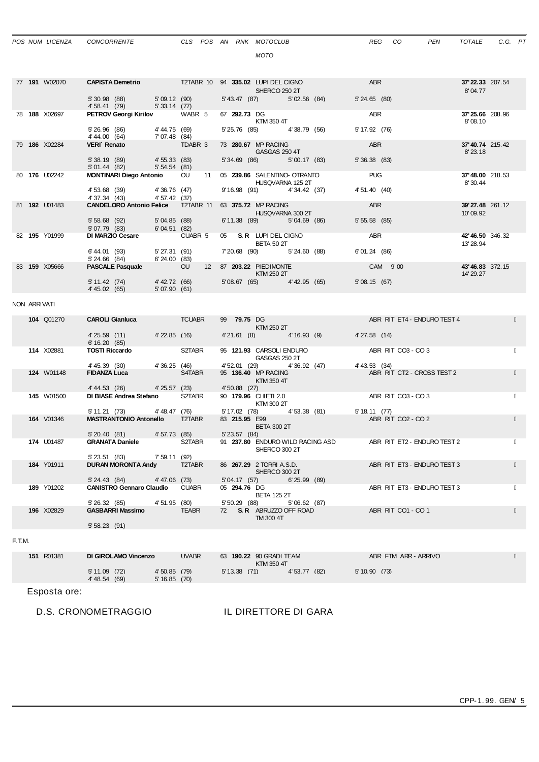| POS | NUM | LICENZA | CONCORRENTE | CLS | POS | AN | RNK | MOTOCLUB / MOTO | REG | CO | PEN | TOTALE | C.G. | PT |
|---|---|---|---|---|---|---|---|---|---|---|---|---|---|---|
| 77 | **191** | W02070 | **CAPISTA Demetrio** | T2TABR | 10 | 94 | **335.02** | LUPI DEL CIGNO / SHERCO 250 2T | ABR | | | **37'22.33** 8'04.77 | 207.54 | |
| | | | 5'30.98 (88) 5'09.12 (90) 5'43.47 (87) 5'02.56 (84) 5'24.65 (80) 4'58.41 (79) 5'33.14 (77) | | | | | | | | | | | |
| 78 | **188** | X02697 | **PETROV Georgi Kirilov** | WABR | 5 | 67 | **292.73** | DG / KTM 350 4T | ABR | | | **37'25.66** 8'08.10 | 208.96 | |
| | | | 5'26.96 (86) 4'44.75 (69) 5'25.76 (85) 4'38.79 (56) 5'17.92 (76) 4'44.00 (64) 7'07.48 (84) | | | | | | | | | | | |
| 79 | **186** | X02284 | **VERI` Renato** | TDABR | 3 | 73 | **280.67** | MP RACING / GASGAS 250 4T | ABR | | | **37'40.74** 8'23.18 | 215.42 | |
| | | | 5'38.19 (89) 4'55.33 (83) 5'34.69 (86) 5'00.17 (83) 5'36.38 (83) 5'01.44 (82) 5'54.54 (81) | | | | | | | | | | | |
| 80 | **176** | U02242 | **MONTINARI Diego Antonio** | OU | 11 | 05 | **239.86** | SALENTINO- OTRANTO / HUSQVARNA 125 2T | PUG | | | **37'48.00** 8'30.44 | 218.53 | |
| | | | 4'53.68 (39) 4'36.76 (47) 9'16.98 (91) 4'34.42 (37) 4'51.40 (40) 4'37.34 (43) 4'57.42 (37) | | | | | | | | | | | |
| 81 | **192** | U01483 | **CANDELORO Antonio Felice** | T2TABR | 11 | 63 | **375.72** | MP RACING / HUSQVARNA 300 2T | ABR | | | **39'27.48** 10'09.92 | 261.12 | |
| | | | 5'58.68 (92) 5'04.85 (88) 6'11.38 (89) 5'04.69 (86) 5'55.58 (85) 5'07.79 (83) 6'04.51 (82) | | | | | | | | | | | |
| 82 | **195** | Y01999 | **DI MARZIO Cesare** | CUABR | 5 | 05 | **S. R** | LUPI DEL CIGNO / BETA 50 2T | ABR | | | **42'46.50** 13'28.94 | 346.32 | |
| | | | 6'44.01 (93) 5'27.31 (91) 7'20.68 (90) 5'24.60 (88) 6'01.24 (86) 5'24.66 (84) 6'24.00 (83) | | | | | | | | | | | |
| 83 | **159** | X05666 | **PASCALE Pasquale** | OU | 12 | 87 | **203.22** | PIEDIMONTE / KTM 250 2T | CAM | 9'00 | | **43'46.83** 14'29.27 | 372.15 | |
| | | | 5'11.42 (74) 4'42.72 (66) 5'08.67 (65) 4'42.95 (65) 5'08.15 (67) 4'45.02 (65) 5'07.90 (61) | | | | | | | | | | | |

NON ARRIVATI

| NUM | LICENZA | CONCORRENTE | CLS | AN | RNK | MOTOCLUB / MOTO | REG | NOTE |
|---|---|---|---|---|---|---|---|---|
| **104** | Q01270 | **CAROLI Gianluca** | TCUABR | 99 | **79.75** | DG / KTM 250 2T | ABR | RIT ET4 - ENDURO TEST 4 |
| | | 4'25.59 (11) 4'22.85 (16) 4'21.61 (8) 4'16.93 (9) 4'27.58 (14) 6'16.20 (85) | | | | | | |
| **114** | X02881 | **TOSTI Riccardo** | S2TABR | 95 | **121.93** | CARSOLI ENDURO / GASGAS 250 2T | ABR | RIT CO3 - CO 3 |
| | | 4'45.39 (30) 4'36.25 (46) 4'52.01 (29) 4'36.92 (47) 4'43.53 (34) | | | | | | |
| **124** | W01148 | **FIDANZA Luca** | S4TABR | 95 | **136.40** | MP RACING / KTM 350 4T | ABR | RIT CT2 - CROSS TEST 2 |
| | | 4'44.53 (26) 4'25.57 (23) 4'50.88 (27) | | | | | | |
| **145** | W01500 | **DI BIASE Andrea Stefano** | S2TABR | 90 | **179.96** | CHIETI 2.0 / KTM 300 2T | ABR | RIT CO3 - CO 3 |
| | | 5'11.21 (73) 4'48.47 (76) 5'17.02 (78) 4'53.38 (81) 5'18.11 (77) | | | | | | |
| **164** | V01346 | **MASTRANTONIO Antonello** | T2TABR | 83 | **215.95** | E99 / BETA 300 2T | ABR | RIT CO2 - CO 2 |
| | | 5'20.40 (81) 4'57.73 (85) 5'23.57 (84) | | | | | | |
| **174** | U01487 | **GRANATA Daniele** | S2TABR | 91 | **237.80** | ENDURO WILD RACING ASD / SHERCO 300 2T | ABR | RIT ET2 - ENDURO TEST 2 |
| | | 5'23.51 (83) 7'59.11 (92) | | | | | | |
| **184** | Y01911 | **DURAN MORONTA Andy** | T2TABR | 86 | **267.29** | 2 TORRI A.S.D. / SHERCO 300 2T | ABR | RIT ET3 - ENDURO TEST 3 |
| | | 5'24.43 (84) 4'47.06 (73) 5'04.17 (57) 6'25.99 (89) | | | | | | |
| **189** | Y01202 | **CANISTRO Gennaro Claudio** | CUABR | 05 | **294.76** | DG / BETA 125 2T | ABR | RIT ET3 - ENDURO TEST 3 |
| | | 5'26.32 (85) 4'51.95 (80) 5'50.29 (88) 5'06.62 (87) | | | | | | |
| **196** | X02829 | **GASBARRI Massimo** | TEABR | 72 | **S. R** | ABRUZZO OFF ROAD / TM 300 4T | ABR | RIT CO1 - CO 1 |
| | | 5'58.23 (91) | | | | | | |

F.T.M.

| NUM | LICENZA | CONCORRENTE | CLS | AN | RNK | MOTOCLUB / MOTO | REG | NOTE |
|---|---|---|---|---|---|---|---|---|
| **151** | R01381 | **DI GIROLAMO Vincenzo** | UVABR | 63 | **190.22** | 90 GRADI TEAM / KTM 350 4T | ABR | FTM ARR - ARRIVO |
| | | 5'11.09 (72) 4'50.85 (79) 5'13.38 (71) 4'53.77 (82) 5'10.90 (73) 4'48.54 (69) 5'16.85 (70) | | | | | | |

Esposta ore:

D.S. CRONOMETRAGGIO

IL DIRETTORE DI GARA

CPP-1.99. GEN/ 5